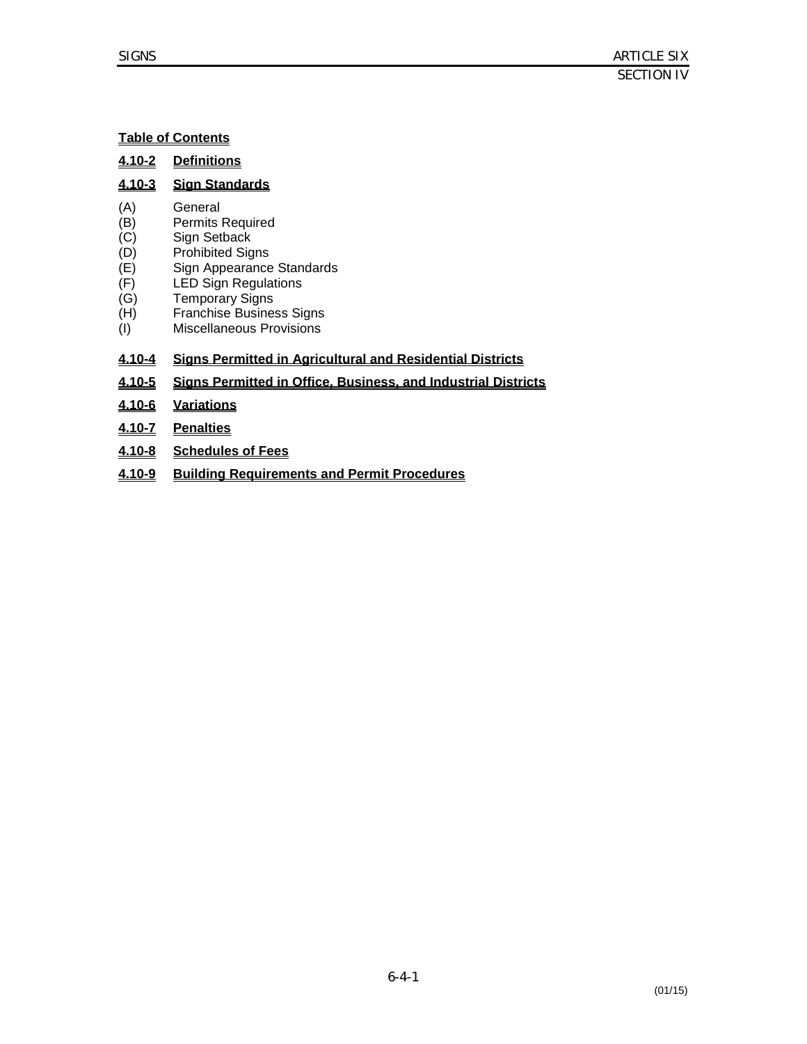**Table of Contents**

**4.10-2 Definitions**

**4.10-3 Sign Standards**

- (A) General
- (B) Permits Required
- (C) Sign Setback
- (D) Prohibited Signs
- (E) Sign Appearance Standards
- (F) LED Sign Regulations
- (G) Temporary Signs
- (H) Franchise Business Signs
- (I) Miscellaneous Provisions

**4.10-4 Signs Permitted in Agricultural and Residential Districts**

**4.10-5 Signs Permitted in Office, Business, and Industrial Districts**

**4.10-6 Variations**

**4.10-7 Penalties**

**4.10-8 Schedules of Fees**

**4.10-9 Building Requirements and Permit Procedures**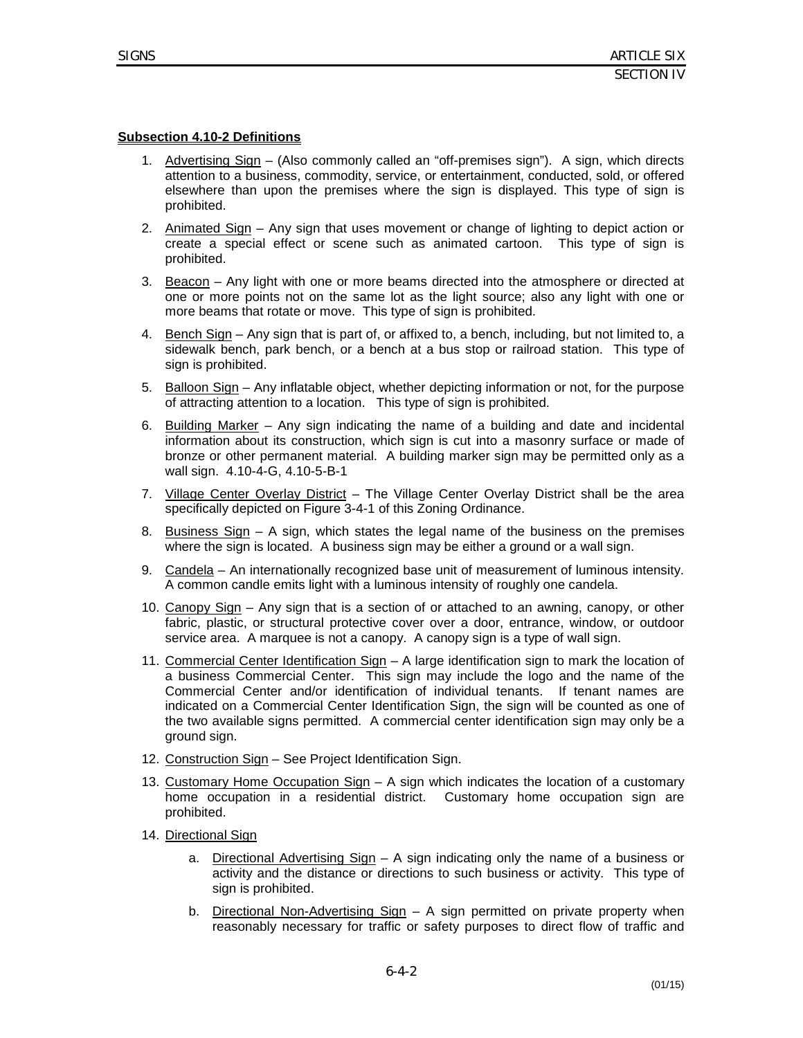**Subsection 4.10-2 Definitions**

1. Advertising Sign – (Also commonly called an "off-premises sign"). A sign, which directs attention to a business, commodity, service, or entertainment, conducted, sold, or offered elsewhere than upon the premises where the sign is displayed. This type of sign is prohibited.

2. Animated Sign – Any sign that uses movement or change of lighting to depict action or create a special effect or scene such as animated cartoon. This type of sign is prohibited.

3. Beacon – Any light with one or more beams directed into the atmosphere or directed at one or more points not on the same lot as the light source; also any light with one or more beams that rotate or move. This type of sign is prohibited.

4. Bench Sign – Any sign that is part of, or affixed to, a bench, including, but not limited to, a sidewalk bench, park bench, or a bench at a bus stop or railroad station. This type of sign is prohibited.

5. Balloon Sign – Any inflatable object, whether depicting information or not, for the purpose of attracting attention to a location. This type of sign is prohibited.

6. Building Marker – Any sign indicating the name of a building and date and incidental information about its construction, which sign is cut into a masonry surface or made of bronze or other permanent material. A building marker sign may be permitted only as a wall sign. 4.10-4-G, 4.10-5-B-1

7. Village Center Overlay District – The Village Center Overlay District shall be the area specifically depicted on Figure 3-4-1 of this Zoning Ordinance.

8. Business Sign – A sign, which states the legal name of the business on the premises where the sign is located. A business sign may be either a ground or a wall sign.

9. Candela – An internationally recognized base unit of measurement of luminous intensity. A common candle emits light with a luminous intensity of roughly one candela.

10. Canopy Sign – Any sign that is a section of or attached to an awning, canopy, or other fabric, plastic, or structural protective cover over a door, entrance, window, or outdoor service area. A marquee is not a canopy. A canopy sign is a type of wall sign.

11. Commercial Center Identification Sign – A large identification sign to mark the location of a business Commercial Center. This sign may include the logo and the name of the Commercial Center and/or identification of individual tenants. If tenant names are indicated on a Commercial Center Identification Sign, the sign will be counted as one of the two available signs permitted. A commercial center identification sign may only be a ground sign.

12. Construction Sign – See Project Identification Sign.

13. Customary Home Occupation Sign – A sign which indicates the location of a customary home occupation in a residential district. Customary home occupation sign are prohibited.

14. Directional Sign

    a. Directional Advertising Sign – A sign indicating only the name of a business or activity and the distance or directions to such business or activity. This type of sign is prohibited.

    b. Directional Non-Advertising Sign – A sign permitted on private property when reasonably necessary for traffic or safety purposes to direct flow of traffic and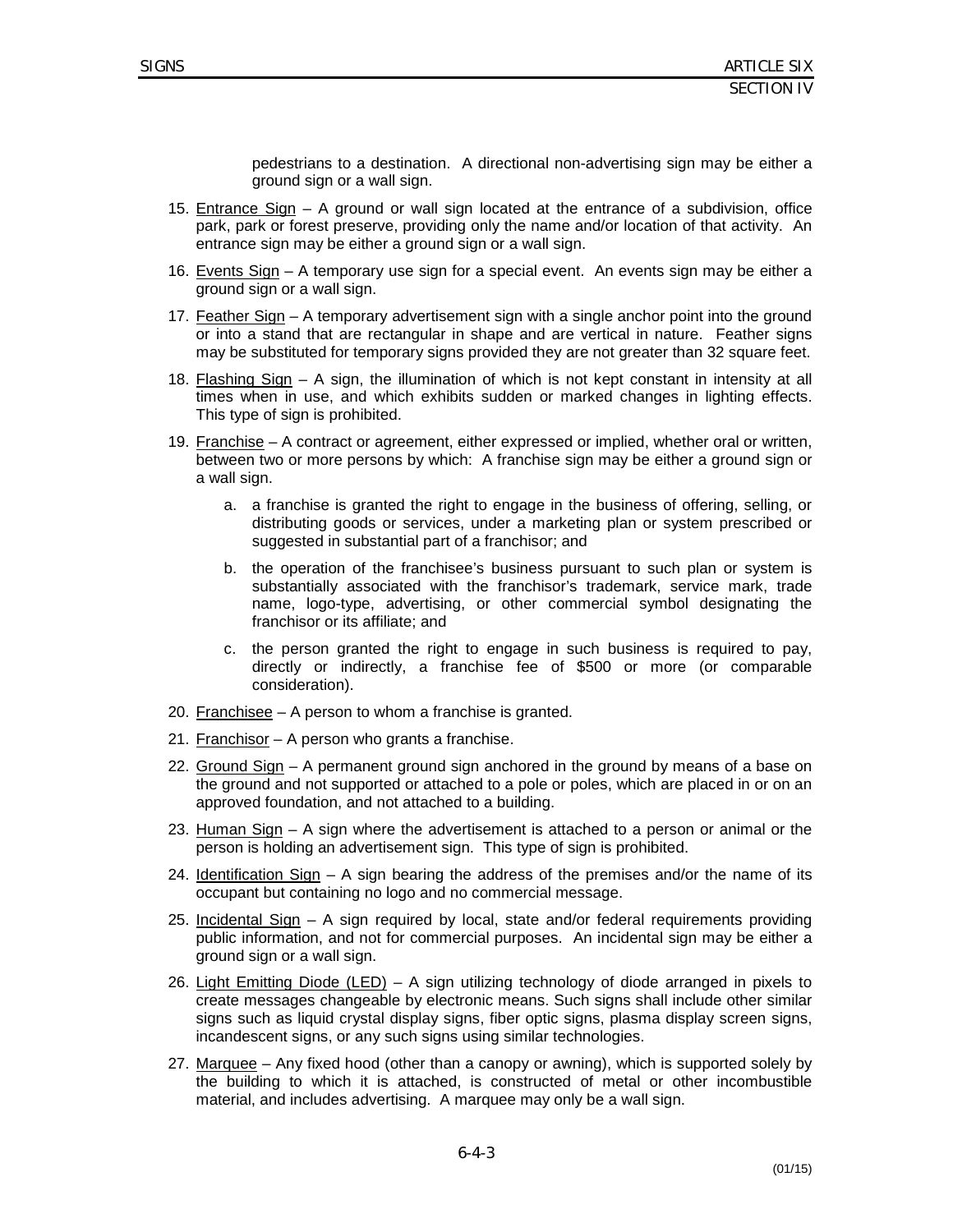pedestrians to a destination. A directional non-advertising sign may be either a ground sign or a wall sign.

15. Entrance Sign – A ground or wall sign located at the entrance of a subdivision, office park, park or forest preserve, providing only the name and/or location of that activity. An entrance sign may be either a ground sign or a wall sign.

16. Events Sign – A temporary use sign for a special event. An events sign may be either a ground sign or a wall sign.

17. Feather Sign – A temporary advertisement sign with a single anchor point into the ground or into a stand that are rectangular in shape and are vertical in nature. Feather signs may be substituted for temporary signs provided they are not greater than 32 square feet.

18. Flashing Sign – A sign, the illumination of which is not kept constant in intensity at all times when in use, and which exhibits sudden or marked changes in lighting effects. This type of sign is prohibited.

19. Franchise – A contract or agreement, either expressed or implied, whether oral or written, between two or more persons by which: A franchise sign may be either a ground sign or a wall sign.

    a. a franchise is granted the right to engage in the business of offering, selling, or distributing goods or services, under a marketing plan or system prescribed or suggested in substantial part of a franchisor; and

    b. the operation of the franchisee's business pursuant to such plan or system is substantially associated with the franchisor's trademark, service mark, trade name, logo-type, advertising, or other commercial symbol designating the franchisor or its affiliate; and

    c. the person granted the right to engage in such business is required to pay, directly or indirectly, a franchise fee of $500 or more (or comparable consideration).

20. Franchisee – A person to whom a franchise is granted.

21. Franchisor – A person who grants a franchise.

22. Ground Sign – A permanent ground sign anchored in the ground by means of a base on the ground and not supported or attached to a pole or poles, which are placed in or on an approved foundation, and not attached to a building.

23. Human Sign – A sign where the advertisement is attached to a person or animal or the person is holding an advertisement sign. This type of sign is prohibited.

24. Identification Sign – A sign bearing the address of the premises and/or the name of its occupant but containing no logo and no commercial message.

25. Incidental Sign – A sign required by local, state and/or federal requirements providing public information, and not for commercial purposes. An incidental sign may be either a ground sign or a wall sign.

26. Light Emitting Diode (LED) – A sign utilizing technology of diode arranged in pixels to create messages changeable by electronic means. Such signs shall include other similar signs such as liquid crystal display signs, fiber optic signs, plasma display screen signs, incandescent signs, or any such signs using similar technologies.

27. Marquee – Any fixed hood (other than a canopy or awning), which is supported solely by the building to which it is attached, is constructed of metal or other incombustible material, and includes advertising. A marquee may only be a wall sign.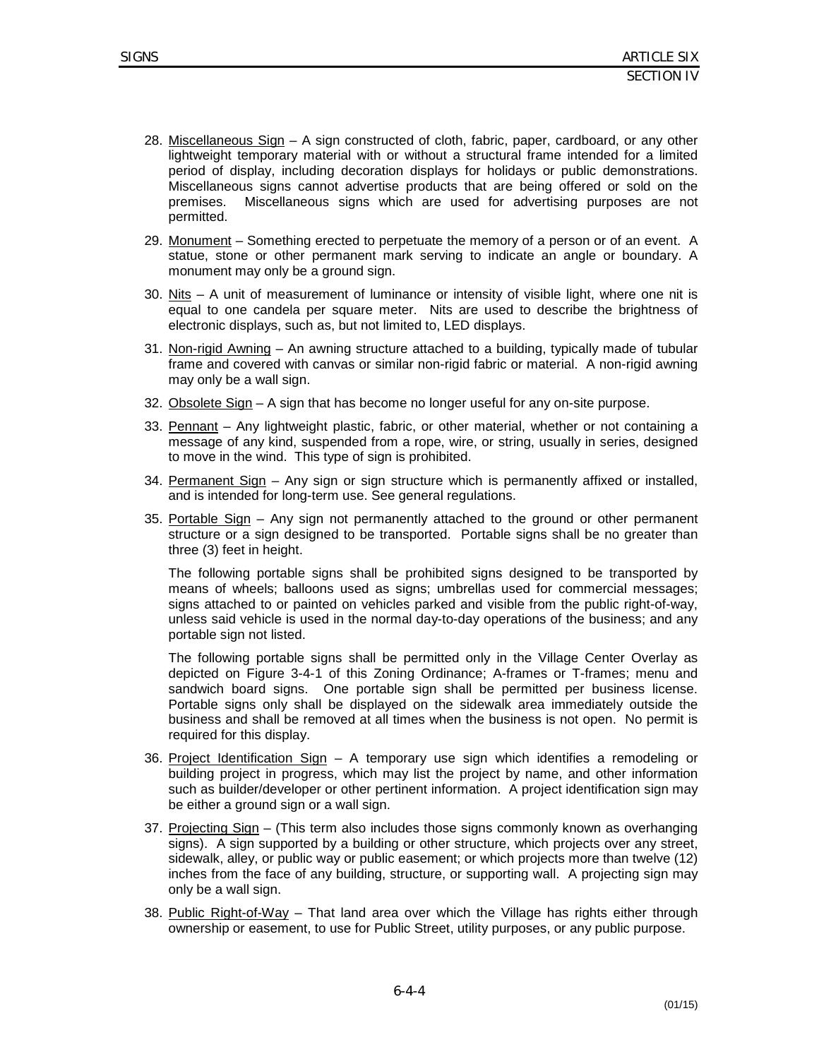28. Miscellaneous Sign – A sign constructed of cloth, fabric, paper, cardboard, or any other lightweight temporary material with or without a structural frame intended for a limited period of display, including decoration displays for holidays or public demonstrations. Miscellaneous signs cannot advertise products that are being offered or sold on the premises. Miscellaneous signs which are used for advertising purposes are not permitted.

29. Monument – Something erected to perpetuate the memory of a person or of an event. A statue, stone or other permanent mark serving to indicate an angle or boundary. A monument may only be a ground sign.

30. Nits – A unit of measurement of luminance or intensity of visible light, where one nit is equal to one candela per square meter. Nits are used to describe the brightness of electronic displays, such as, but not limited to, LED displays.

31. Non-rigid Awning – An awning structure attached to a building, typically made of tubular frame and covered with canvas or similar non-rigid fabric or material. A non-rigid awning may only be a wall sign.

32. Obsolete Sign – A sign that has become no longer useful for any on-site purpose.

33. Pennant – Any lightweight plastic, fabric, or other material, whether or not containing a message of any kind, suspended from a rope, wire, or string, usually in series, designed to move in the wind. This type of sign is prohibited.

34. Permanent Sign – Any sign or sign structure which is permanently affixed or installed, and is intended for long-term use. See general regulations.

35. Portable Sign – Any sign not permanently attached to the ground or other permanent structure or a sign designed to be transported. Portable signs shall be no greater than three (3) feet in height.

    The following portable signs shall be prohibited signs designed to be transported by means of wheels; balloons used as signs; umbrellas used for commercial messages; signs attached to or painted on vehicles parked and visible from the public right-of-way, unless said vehicle is used in the normal day-to-day operations of the business; and any portable sign not listed.

    The following portable signs shall be permitted only in the Village Center Overlay as depicted on Figure 3-4-1 of this Zoning Ordinance; A-frames or T-frames; menu and sandwich board signs. One portable sign shall be permitted per business license. Portable signs only shall be displayed on the sidewalk area immediately outside the business and shall be removed at all times when the business is not open. No permit is required for this display.

36. Project Identification Sign – A temporary use sign which identifies a remodeling or building project in progress, which may list the project by name, and other information such as builder/developer or other pertinent information. A project identification sign may be either a ground sign or a wall sign.

37. Projecting Sign – (This term also includes those signs commonly known as overhanging signs). A sign supported by a building or other structure, which projects over any street, sidewalk, alley, or public way or public easement; or which projects more than twelve (12) inches from the face of any building, structure, or supporting wall. A projecting sign may only be a wall sign.

38. Public Right-of-Way – That land area over which the Village has rights either through ownership or easement, to use for Public Street, utility purposes, or any public purpose.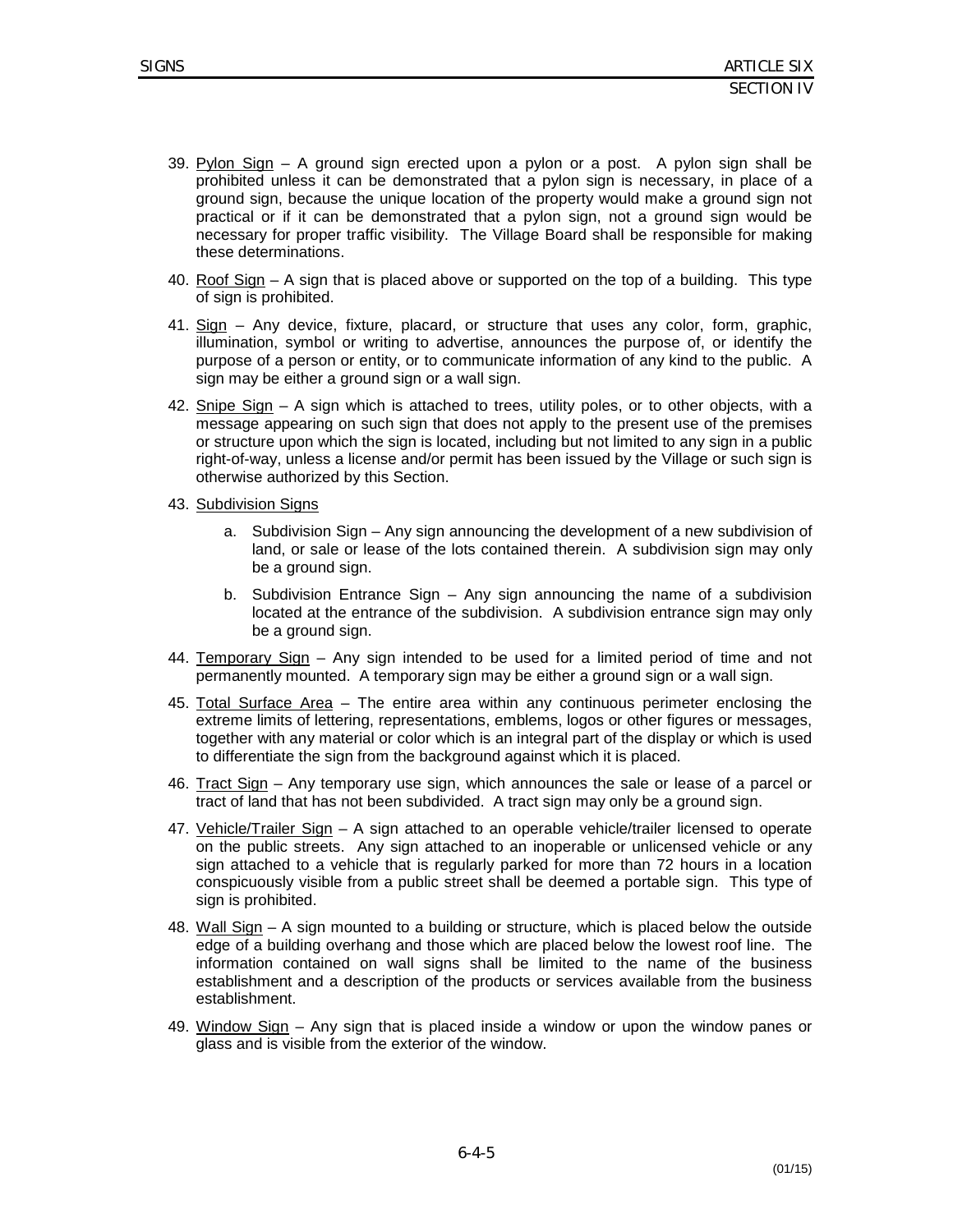39. Pylon Sign – A ground sign erected upon a pylon or a post. A pylon sign shall be prohibited unless it can be demonstrated that a pylon sign is necessary, in place of a ground sign, because the unique location of the property would make a ground sign not practical or if it can be demonstrated that a pylon sign, not a ground sign would be necessary for proper traffic visibility. The Village Board shall be responsible for making these determinations.

40. Roof Sign – A sign that is placed above or supported on the top of a building. This type of sign is prohibited.

41. Sign – Any device, fixture, placard, or structure that uses any color, form, graphic, illumination, symbol or writing to advertise, announces the purpose of, or identify the purpose of a person or entity, or to communicate information of any kind to the public. A sign may be either a ground sign or a wall sign.

42. Snipe Sign – A sign which is attached to trees, utility poles, or to other objects, with a message appearing on such sign that does not apply to the present use of the premises or structure upon which the sign is located, including but not limited to any sign in a public right-of-way, unless a license and/or permit has been issued by the Village or such sign is otherwise authorized by this Section.

43. Subdivision Signs

    a. Subdivision Sign – Any sign announcing the development of a new subdivision of land, or sale or lease of the lots contained therein. A subdivision sign may only be a ground sign.

    b. Subdivision Entrance Sign – Any sign announcing the name of a subdivision located at the entrance of the subdivision. A subdivision entrance sign may only be a ground sign.

44. Temporary Sign – Any sign intended to be used for a limited period of time and not permanently mounted. A temporary sign may be either a ground sign or a wall sign.

45. Total Surface Area – The entire area within any continuous perimeter enclosing the extreme limits of lettering, representations, emblems, logos or other figures or messages, together with any material or color which is an integral part of the display or which is used to differentiate the sign from the background against which it is placed.

46. Tract Sign – Any temporary use sign, which announces the sale or lease of a parcel or tract of land that has not been subdivided. A tract sign may only be a ground sign.

47. Vehicle/Trailer Sign – A sign attached to an operable vehicle/trailer licensed to operate on the public streets. Any sign attached to an inoperable or unlicensed vehicle or any sign attached to a vehicle that is regularly parked for more than 72 hours in a location conspicuously visible from a public street shall be deemed a portable sign. This type of sign is prohibited.

48. Wall Sign – A sign mounted to a building or structure, which is placed below the outside edge of a building overhang and those which are placed below the lowest roof line. The information contained on wall signs shall be limited to the name of the business establishment and a description of the products or services available from the business establishment.

49. Window Sign – Any sign that is placed inside a window or upon the window panes or glass and is visible from the exterior of the window.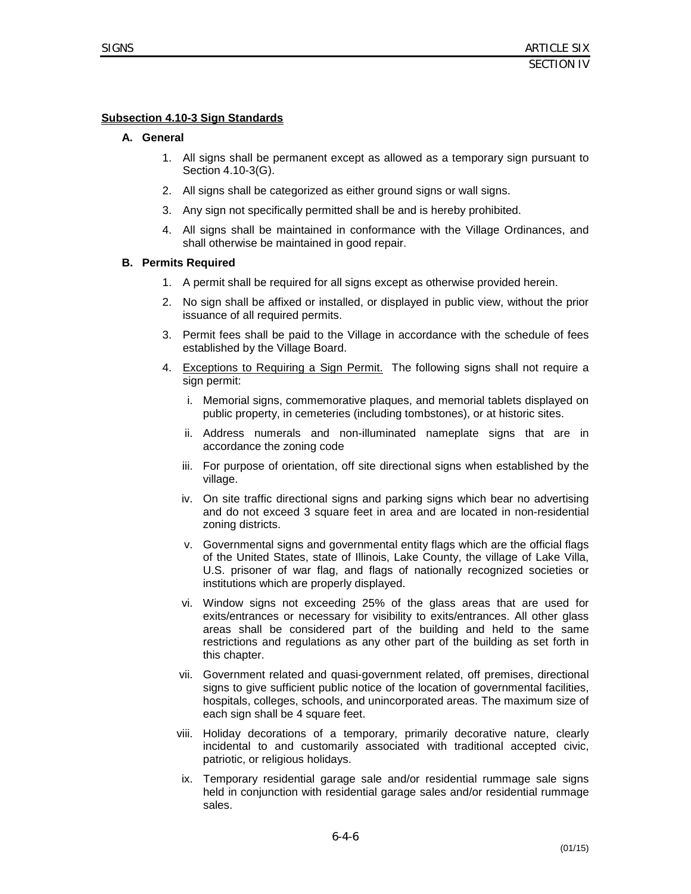**Subsection 4.10-3 Sign Standards**

**A. General**

1. All signs shall be permanent except as allowed as a temporary sign pursuant to Section 4.10-3(G).
2. All signs shall be categorized as either ground signs or wall signs.
3. Any sign not specifically permitted shall be and is hereby prohibited.
4. All signs shall be maintained in conformance with the Village Ordinances, and shall otherwise be maintained in good repair.

**B. Permits Required**

1. A permit shall be required for all signs except as otherwise provided herein.
2. No sign shall be affixed or installed, or displayed in public view, without the prior issuance of all required permits.
3. Permit fees shall be paid to the Village in accordance with the schedule of fees established by the Village Board.
4. Exceptions to Requiring a Sign Permit. The following signs shall not require a sign permit:
   - i. Memorial signs, commemorative plaques, and memorial tablets displayed on public property, in cemeteries (including tombstones), or at historic sites.
   - ii. Address numerals and non-illuminated nameplate signs that are in accordance the zoning code
   - iii. For purpose of orientation, off site directional signs when established by the village.
   - iv. On site traffic directional signs and parking signs which bear no advertising and do not exceed 3 square feet in area and are located in non-residential zoning districts.
   - v. Governmental signs and governmental entity flags which are the official flags of the United States, state of Illinois, Lake County, the village of Lake Villa, U.S. prisoner of war flag, and flags of nationally recognized societies or institutions which are properly displayed.
   - vi. Window signs not exceeding 25% of the glass areas that are used for exits/entrances or necessary for visibility to exits/entrances. All other glass areas shall be considered part of the building and held to the same restrictions and regulations as any other part of the building as set forth in this chapter.
   - vii. Government related and quasi-government related, off premises, directional signs to give sufficient public notice of the location of governmental facilities, hospitals, colleges, schools, and unincorporated areas. The maximum size of each sign shall be 4 square feet.
   - viii. Holiday decorations of a temporary, primarily decorative nature, clearly incidental to and customarily associated with traditional accepted civic, patriotic, or religious holidays.
   - ix. Temporary residential garage sale and/or residential rummage sale signs held in conjunction with residential garage sales and/or residential rummage sales.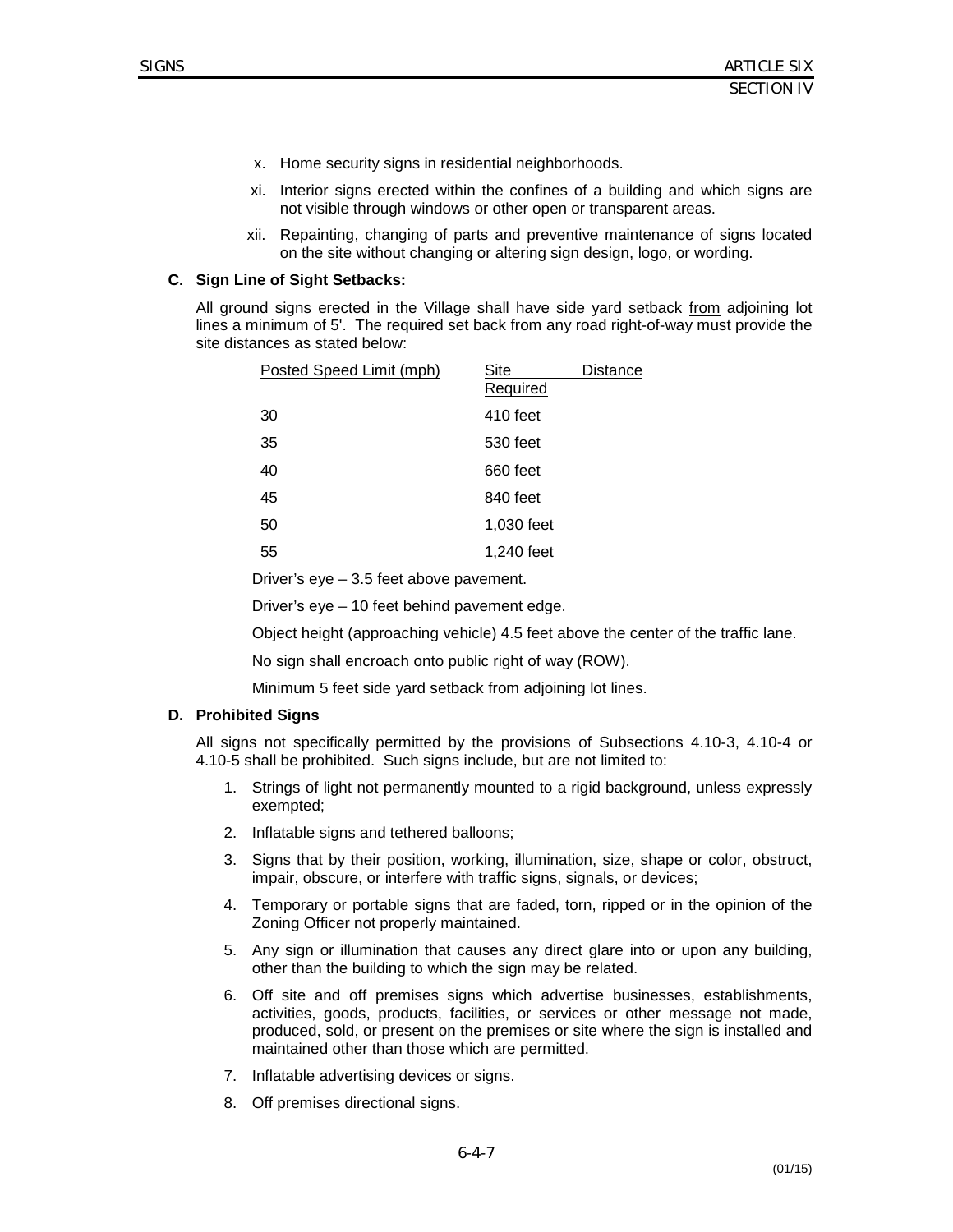x. Home security signs in residential neighborhoods.

xi. Interior signs erected within the confines of a building and which signs are not visible through windows or other open or transparent areas.

xii. Repainting, changing of parts and preventive maintenance of signs located on the site without changing or altering sign design, logo, or wording.

**C. Sign Line of Sight Setbacks:**

All ground signs erected in the Village shall have side yard setback from adjoining lot lines a minimum of 5'. The required set back from any road right-of-way must provide the site distances as stated below:

| Posted Speed Limit (mph) | Site Distance Required |
|---|---|
| 30 | 410 feet |
| 35 | 530 feet |
| 40 | 660 feet |
| 45 | 840 feet |
| 50 | 1,030 feet |
| 55 | 1,240 feet |

Driver's eye – 3.5 feet above pavement.

Driver's eye – 10 feet behind pavement edge.

Object height (approaching vehicle) 4.5 feet above the center of the traffic lane.

No sign shall encroach onto public right of way (ROW).

Minimum 5 feet side yard setback from adjoining lot lines.

**D. Prohibited Signs**

All signs not specifically permitted by the provisions of Subsections 4.10-3, 4.10-4 or 4.10-5 shall be prohibited. Such signs include, but are not limited to:

1. Strings of light not permanently mounted to a rigid background, unless expressly exempted;
2. Inflatable signs and tethered balloons;
3. Signs that by their position, working, illumination, size, shape or color, obstruct, impair, obscure, or interfere with traffic signs, signals, or devices;
4. Temporary or portable signs that are faded, torn, ripped or in the opinion of the Zoning Officer not properly maintained.
5. Any sign or illumination that causes any direct glare into or upon any building, other than the building to which the sign may be related.
6. Off site and off premises signs which advertise businesses, establishments, activities, goods, products, facilities, or services or other message not made, produced, sold, or present on the premises or site where the sign is installed and maintained other than those which are permitted.
7. Inflatable advertising devices or signs.
8. Off premises directional signs.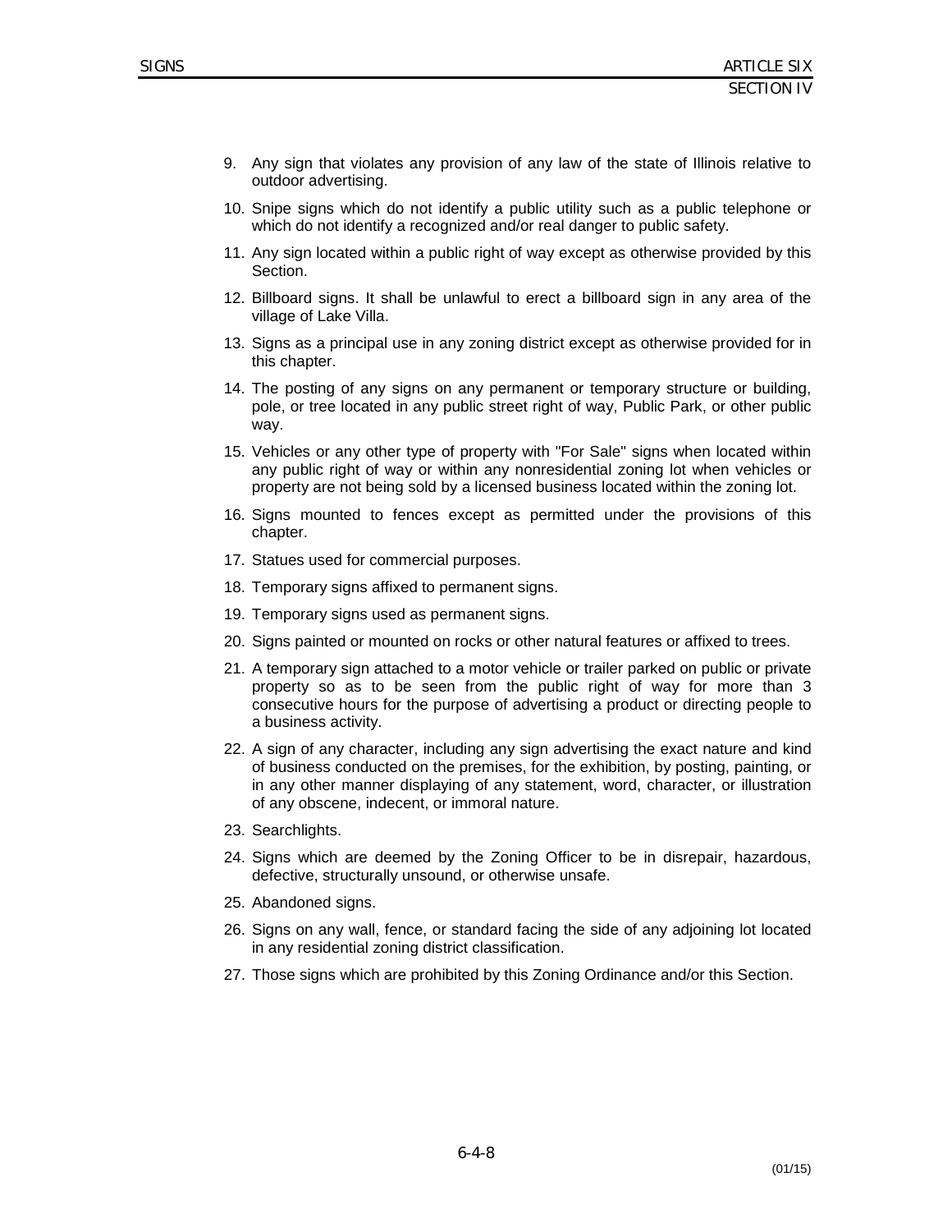9. Any sign that violates any provision of any law of the state of Illinois relative to outdoor advertising.
10. Snipe signs which do not identify a public utility such as a public telephone or which do not identify a recognized and/or real danger to public safety.
11. Any sign located within a public right of way except as otherwise provided by this Section.
12. Billboard signs. It shall be unlawful to erect a billboard sign in any area of the village of Lake Villa.
13. Signs as a principal use in any zoning district except as otherwise provided for in this chapter.
14. The posting of any signs on any permanent or temporary structure or building, pole, or tree located in any public street right of way, Public Park, or other public way.
15. Vehicles or any other type of property with "For Sale" signs when located within any public right of way or within any nonresidential zoning lot when vehicles or property are not being sold by a licensed business located within the zoning lot.
16. Signs mounted to fences except as permitted under the provisions of this chapter.
17. Statues used for commercial purposes.
18. Temporary signs affixed to permanent signs.
19. Temporary signs used as permanent signs.
20. Signs painted or mounted on rocks or other natural features or affixed to trees.
21. A temporary sign attached to a motor vehicle or trailer parked on public or private property so as to be seen from the public right of way for more than 3 consecutive hours for the purpose of advertising a product or directing people to a business activity.
22. A sign of any character, including any sign advertising the exact nature and kind of business conducted on the premises, for the exhibition, by posting, painting, or in any other manner displaying of any statement, word, character, or illustration of any obscene, indecent, or immoral nature.
23. Searchlights.
24. Signs which are deemed by the Zoning Officer to be in disrepair, hazardous, defective, structurally unsound, or otherwise unsafe.
25. Abandoned signs.
26. Signs on any wall, fence, or standard facing the side of any adjoining lot located in any residential zoning district classification.
27. Those signs which are prohibited by this Zoning Ordinance and/or this Section.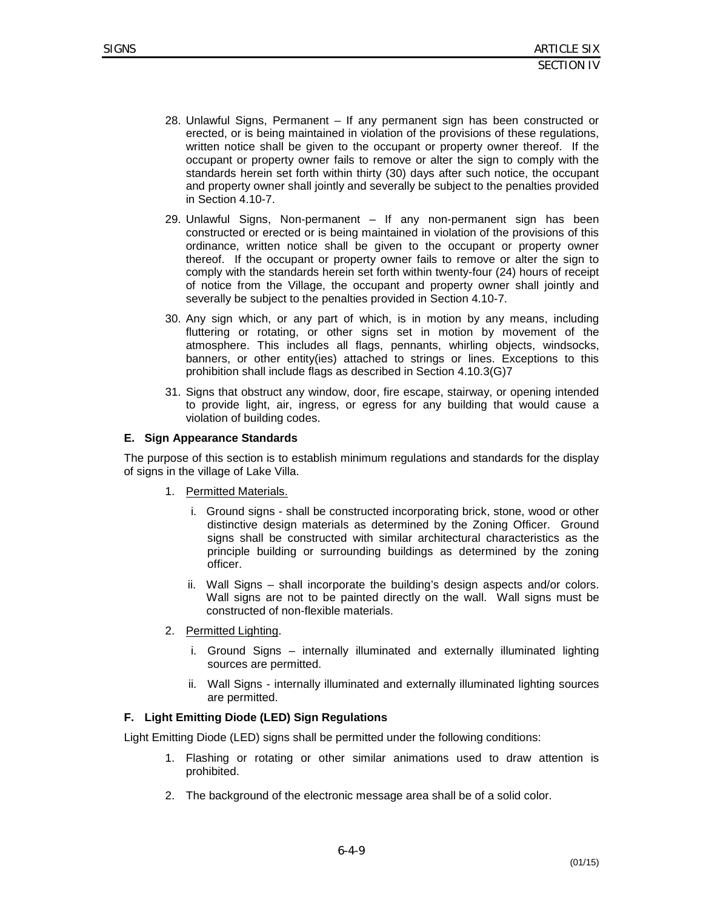28. Unlawful Signs, Permanent – If any permanent sign has been constructed or erected, or is being maintained in violation of the provisions of these regulations, written notice shall be given to the occupant or property owner thereof. If the occupant or property owner fails to remove or alter the sign to comply with the standards herein set forth within thirty (30) days after such notice, the occupant and property owner shall jointly and severally be subject to the penalties provided in Section 4.10-7.

29. Unlawful Signs, Non-permanent – If any non-permanent sign has been constructed or erected or is being maintained in violation of the provisions of this ordinance, written notice shall be given to the occupant or property owner thereof. If the occupant or property owner fails to remove or alter the sign to comply with the standards herein set forth within twenty-four (24) hours of receipt of notice from the Village, the occupant and property owner shall jointly and severally be subject to the penalties provided in Section 4.10-7.

30. Any sign which, or any part of which, is in motion by any means, including fluttering or rotating, or other signs set in motion by movement of the atmosphere. This includes all flags, pennants, whirling objects, windsocks, banners, or other entity(ies) attached to strings or lines. Exceptions to this prohibition shall include flags as described in Section 4.10.3(G)7

31. Signs that obstruct any window, door, fire escape, stairway, or opening intended to provide light, air, ingress, or egress for any building that would cause a violation of building codes.

**E. Sign Appearance Standards**

The purpose of this section is to establish minimum regulations and standards for the display of signs in the village of Lake Villa.

1. Permitted Materials.

   i. Ground signs - shall be constructed incorporating brick, stone, wood or other distinctive design materials as determined by the Zoning Officer. Ground signs shall be constructed with similar architectural characteristics as the principle building or surrounding buildings as determined by the zoning officer.

   ii. Wall Signs – shall incorporate the building's design aspects and/or colors. Wall signs are not to be painted directly on the wall. Wall signs must be constructed of non-flexible materials.

2. Permitted Lighting.

   i. Ground Signs – internally illuminated and externally illuminated lighting sources are permitted.

   ii. Wall Signs - internally illuminated and externally illuminated lighting sources are permitted.

**F. Light Emitting Diode (LED) Sign Regulations**

Light Emitting Diode (LED) signs shall be permitted under the following conditions:

1. Flashing or rotating or other similar animations used to draw attention is prohibited.

2. The background of the electronic message area shall be of a solid color.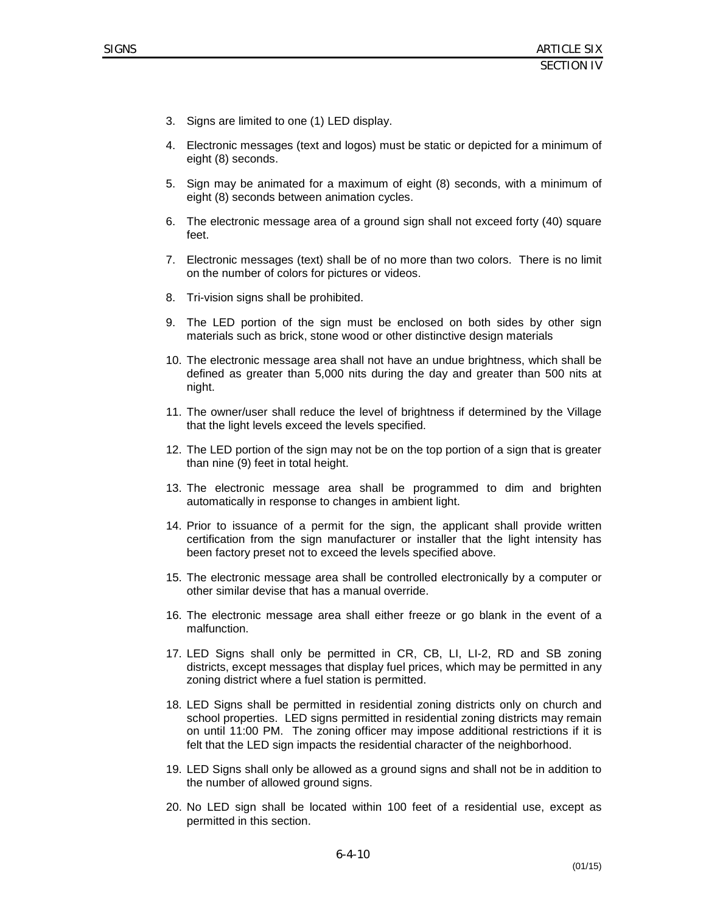3. Signs are limited to one (1) LED display.

4. Electronic messages (text and logos) must be static or depicted for a minimum of eight (8) seconds.

5. Sign may be animated for a maximum of eight (8) seconds, with a minimum of eight (8) seconds between animation cycles.

6. The electronic message area of a ground sign shall not exceed forty (40) square feet.

7. Electronic messages (text) shall be of no more than two colors. There is no limit on the number of colors for pictures or videos.

8. Tri-vision signs shall be prohibited.

9. The LED portion of the sign must be enclosed on both sides by other sign materials such as brick, stone wood or other distinctive design materials

10. The electronic message area shall not have an undue brightness, which shall be defined as greater than 5,000 nits during the day and greater than 500 nits at night.

11. The owner/user shall reduce the level of brightness if determined by the Village that the light levels exceed the levels specified.

12. The LED portion of the sign may not be on the top portion of a sign that is greater than nine (9) feet in total height.

13. The electronic message area shall be programmed to dim and brighten automatically in response to changes in ambient light.

14. Prior to issuance of a permit for the sign, the applicant shall provide written certification from the sign manufacturer or installer that the light intensity has been factory preset not to exceed the levels specified above.

15. The electronic message area shall be controlled electronically by a computer or other similar devise that has a manual override.

16. The electronic message area shall either freeze or go blank in the event of a malfunction.

17. LED Signs shall only be permitted in CR, CB, LI, LI-2, RD and SB zoning districts, except messages that display fuel prices, which may be permitted in any zoning district where a fuel station is permitted.

18. LED Signs shall be permitted in residential zoning districts only on church and school properties. LED signs permitted in residential zoning districts may remain on until 11:00 PM. The zoning officer may impose additional restrictions if it is felt that the LED sign impacts the residential character of the neighborhood.

19. LED Signs shall only be allowed as a ground signs and shall not be in addition to the number of allowed ground signs.

20. No LED sign shall be located within 100 feet of a residential use, except as permitted in this section.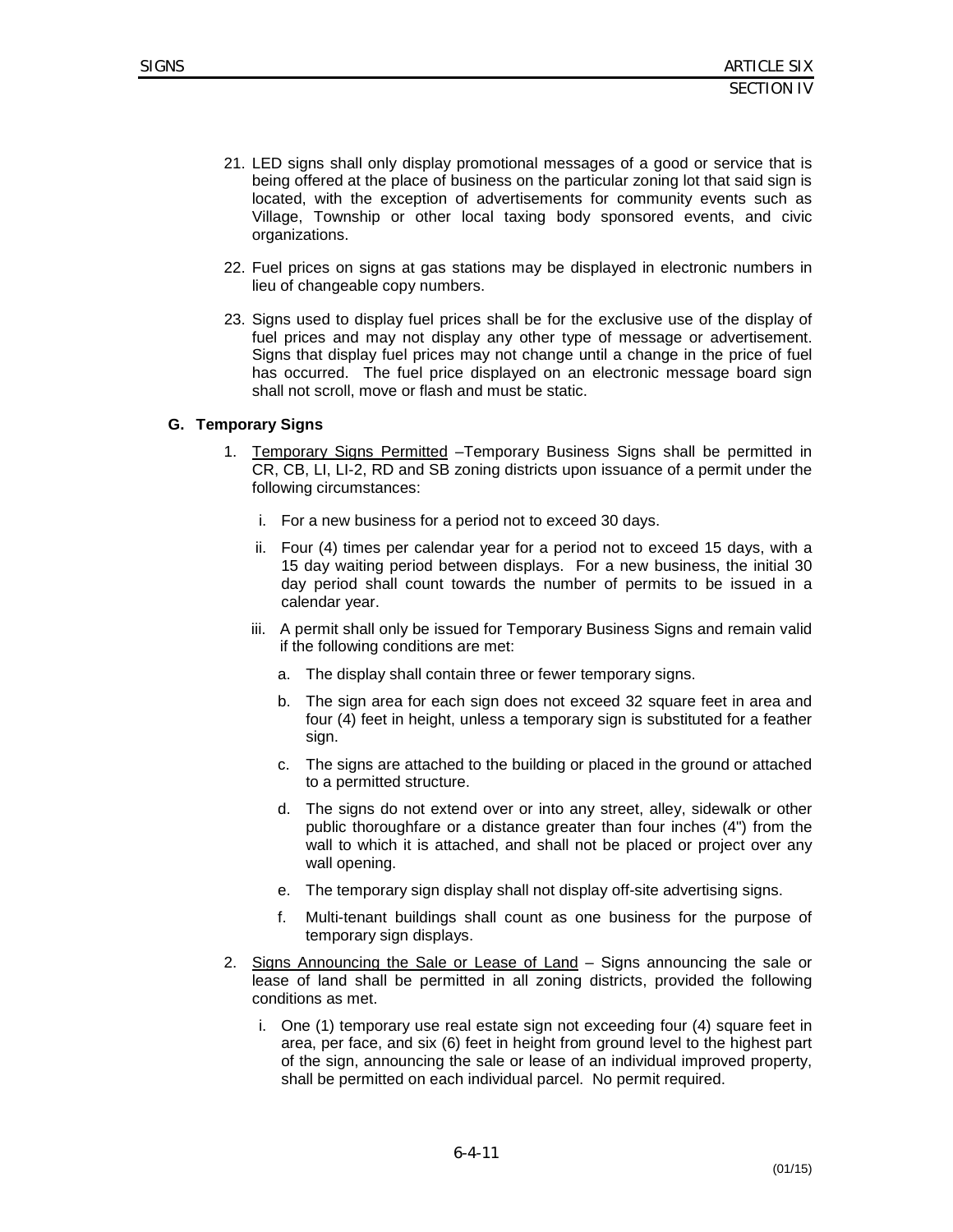21. LED signs shall only display promotional messages of a good or service that is being offered at the place of business on the particular zoning lot that said sign is located, with the exception of advertisements for community events such as Village, Township or other local taxing body sponsored events, and civic organizations.

22. Fuel prices on signs at gas stations may be displayed in electronic numbers in lieu of changeable copy numbers.

23. Signs used to display fuel prices shall be for the exclusive use of the display of fuel prices and may not display any other type of message or advertisement. Signs that display fuel prices may not change until a change in the price of fuel has occurred. The fuel price displayed on an electronic message board sign shall not scroll, move or flash and must be static.

**G. Temporary Signs**

1. Temporary Signs Permitted –Temporary Business Signs shall be permitted in CR, CB, LI, LI-2, RD and SB zoning districts upon issuance of a permit under the following circumstances:

   i. For a new business for a period not to exceed 30 days.

   ii. Four (4) times per calendar year for a period not to exceed 15 days, with a 15 day waiting period between displays. For a new business, the initial 30 day period shall count towards the number of permits to be issued in a calendar year.

   iii. A permit shall only be issued for Temporary Business Signs and remain valid if the following conditions are met:

      a. The display shall contain three or fewer temporary signs.

      b. The sign area for each sign does not exceed 32 square feet in area and four (4) feet in height, unless a temporary sign is substituted for a feather sign.

      c. The signs are attached to the building or placed in the ground or attached to a permitted structure.

      d. The signs do not extend over or into any street, alley, sidewalk or other public thoroughfare or a distance greater than four inches (4") from the wall to which it is attached, and shall not be placed or project over any wall opening.

      e. The temporary sign display shall not display off-site advertising signs.

      f. Multi-tenant buildings shall count as one business for the purpose of temporary sign displays.

2. Signs Announcing the Sale or Lease of Land – Signs announcing the sale or lease of land shall be permitted in all zoning districts, provided the following conditions as met.

   i. One (1) temporary use real estate sign not exceeding four (4) square feet in area, per face, and six (6) feet in height from ground level to the highest part of the sign, announcing the sale or lease of an individual improved property, shall be permitted on each individual parcel. No permit required.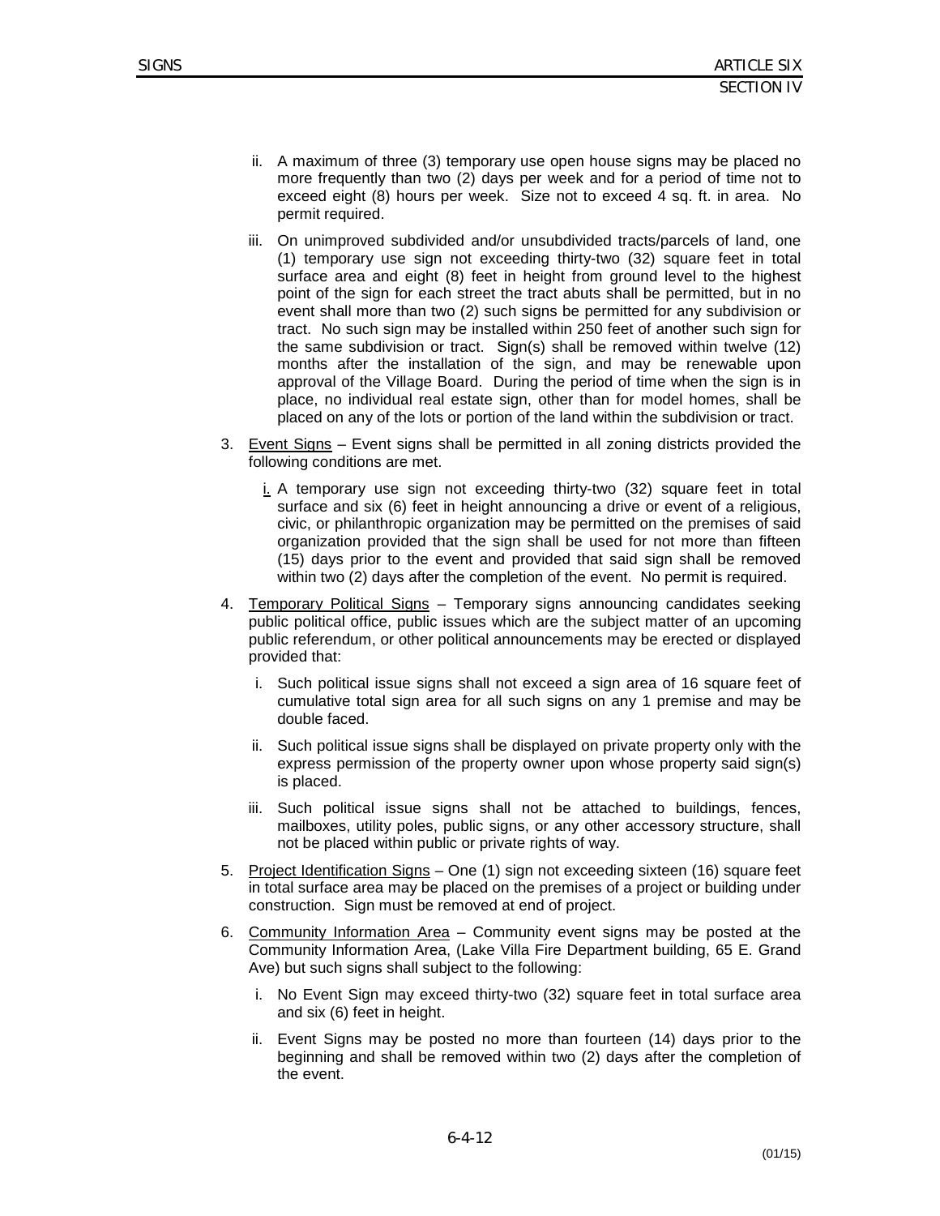ii. A maximum of three (3) temporary use open house signs may be placed no more frequently than two (2) days per week and for a period of time not to exceed eight (8) hours per week. Size not to exceed 4 sq. ft. in area. No permit required.

iii. On unimproved subdivided and/or unsubdivided tracts/parcels of land, one (1) temporary use sign not exceeding thirty-two (32) square feet in total surface area and eight (8) feet in height from ground level to the highest point of the sign for each street the tract abuts shall be permitted, but in no event shall more than two (2) such signs be permitted for any subdivision or tract. No such sign may be installed within 250 feet of another such sign for the same subdivision or tract. Sign(s) shall be removed within twelve (12) months after the installation of the sign, and may be renewable upon approval of the Village Board. During the period of time when the sign is in place, no individual real estate sign, other than for model homes, shall be placed on any of the lots or portion of the land within the subdivision or tract.

3. <u>Event Signs</u> – Event signs shall be permitted in all zoning districts provided the following conditions are met.

   <u>i.</u> A temporary use sign not exceeding thirty-two (32) square feet in total surface and six (6) feet in height announcing a drive or event of a religious, civic, or philanthropic organization may be permitted on the premises of said organization provided that the sign shall be used for not more than fifteen (15) days prior to the event and provided that said sign shall be removed within two (2) days after the completion of the event. No permit is required.

4. <u>Temporary Political Signs</u> – Temporary signs announcing candidates seeking public political office, public issues which are the subject matter of an upcoming public referendum, or other political announcements may be erected or displayed provided that:

   i. Such political issue signs shall not exceed a sign area of 16 square feet of cumulative total sign area for all such signs on any 1 premise and may be double faced.

   ii. Such political issue signs shall be displayed on private property only with the express permission of the property owner upon whose property said sign(s) is placed.

   iii. Such political issue signs shall not be attached to buildings, fences, mailboxes, utility poles, public signs, or any other accessory structure, shall not be placed within public or private rights of way.

5. <u>Project Identification Signs</u> – One (1) sign not exceeding sixteen (16) square feet in total surface area may be placed on the premises of a project or building under construction. Sign must be removed at end of project.

6. <u>Community Information Area</u> – Community event signs may be posted at the Community Information Area, (Lake Villa Fire Department building, 65 E. Grand Ave) but such signs shall subject to the following:

   i. No Event Sign may exceed thirty-two (32) square feet in total surface area and six (6) feet in height.

   ii. Event Signs may be posted no more than fourteen (14) days prior to the beginning and shall be removed within two (2) days after the completion of the event.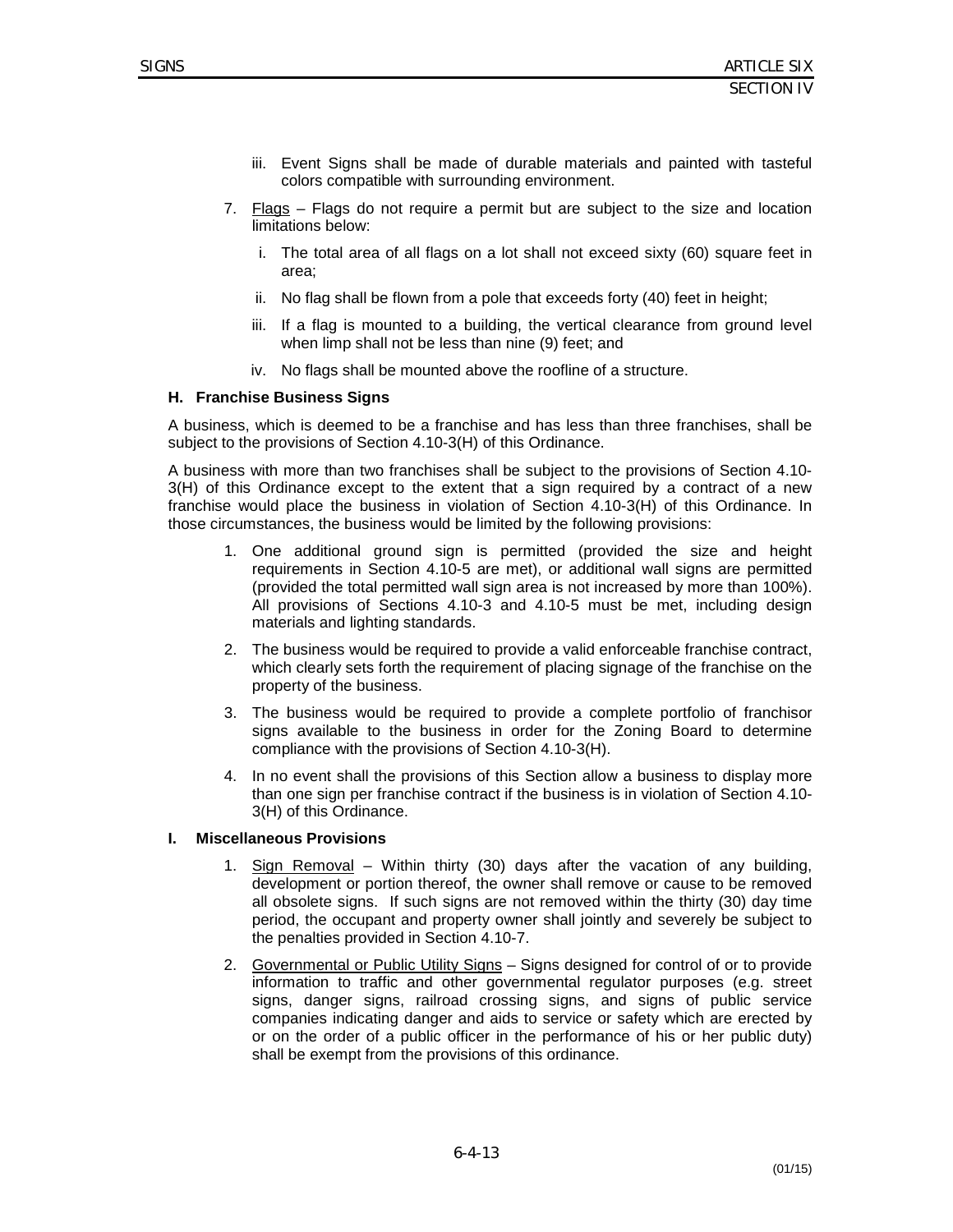iii. Event Signs shall be made of durable materials and painted with tasteful colors compatible with surrounding environment.

7. Flags – Flags do not require a permit but are subject to the size and location limitations below:

   i. The total area of all flags on a lot shall not exceed sixty (60) square feet in area;

   ii. No flag shall be flown from a pole that exceeds forty (40) feet in height;

   iii. If a flag is mounted to a building, the vertical clearance from ground level when limp shall not be less than nine (9) feet; and

   iv. No flags shall be mounted above the roofline of a structure.

**H. Franchise Business Signs**

A business, which is deemed to be a franchise and has less than three franchises, shall be subject to the provisions of Section 4.10-3(H) of this Ordinance.

A business with more than two franchises shall be subject to the provisions of Section 4.10-3(H) of this Ordinance except to the extent that a sign required by a contract of a new franchise would place the business in violation of Section 4.10-3(H) of this Ordinance. In those circumstances, the business would be limited by the following provisions:

1. One additional ground sign is permitted (provided the size and height requirements in Section 4.10-5 are met), or additional wall signs are permitted (provided the total permitted wall sign area is not increased by more than 100%). All provisions of Sections 4.10-3 and 4.10-5 must be met, including design materials and lighting standards.

2. The business would be required to provide a valid enforceable franchise contract, which clearly sets forth the requirement of placing signage of the franchise on the property of the business.

3. The business would be required to provide a complete portfolio of franchisor signs available to the business in order for the Zoning Board to determine compliance with the provisions of Section 4.10-3(H).

4. In no event shall the provisions of this Section allow a business to display more than one sign per franchise contract if the business is in violation of Section 4.10-3(H) of this Ordinance.

**I. Miscellaneous Provisions**

1. Sign Removal – Within thirty (30) days after the vacation of any building, development or portion thereof, the owner shall remove or cause to be removed all obsolete signs. If such signs are not removed within the thirty (30) day time period, the occupant and property owner shall jointly and severely be subject to the penalties provided in Section 4.10-7.

2. Governmental or Public Utility Signs – Signs designed for control of or to provide information to traffic and other governmental regulator purposes (e.g. street signs, danger signs, railroad crossing signs, and signs of public service companies indicating danger and aids to service or safety which are erected by or on the order of a public officer in the performance of his or her public duty) shall be exempt from the provisions of this ordinance.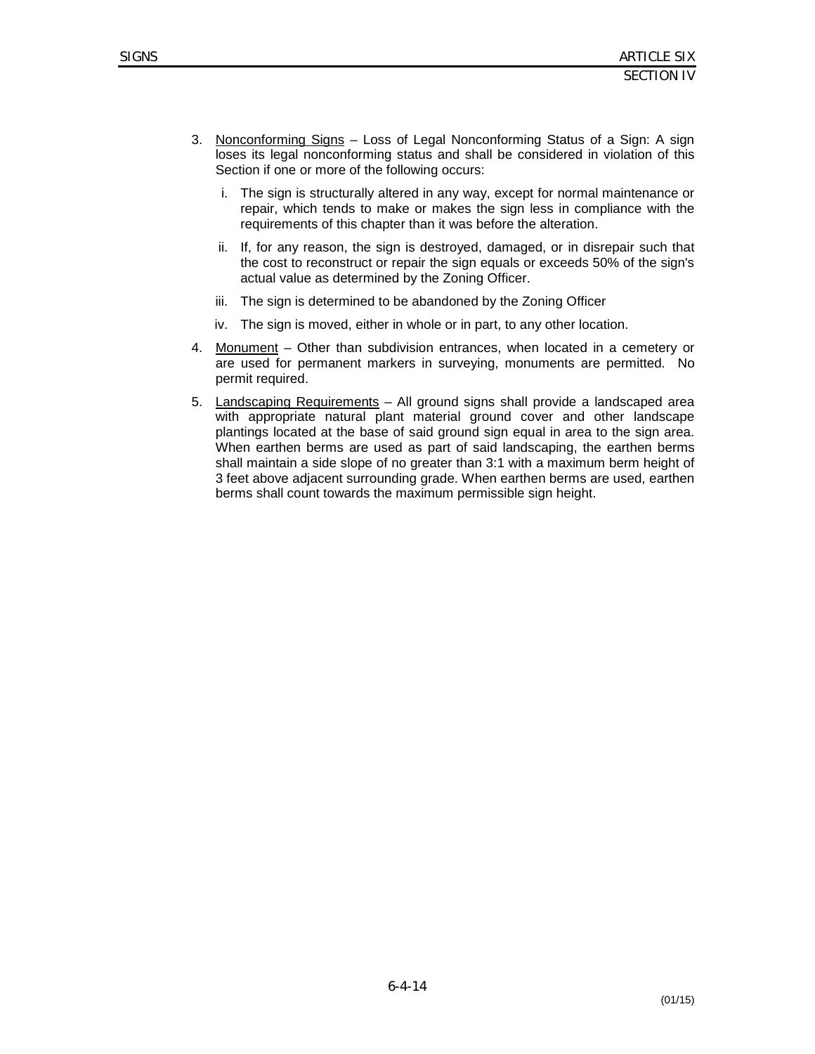3. Nonconforming Signs – Loss of Legal Nonconforming Status of a Sign: A sign loses its legal nonconforming status and shall be considered in violation of this Section if one or more of the following occurs:

   i. The sign is structurally altered in any way, except for normal maintenance or repair, which tends to make or makes the sign less in compliance with the requirements of this chapter than it was before the alteration.

   ii. If, for any reason, the sign is destroyed, damaged, or in disrepair such that the cost to reconstruct or repair the sign equals or exceeds 50% of the sign's actual value as determined by the Zoning Officer.

   iii. The sign is determined to be abandoned by the Zoning Officer

   iv. The sign is moved, either in whole or in part, to any other location.

4. Monument – Other than subdivision entrances, when located in a cemetery or are used for permanent markers in surveying, monuments are permitted. No permit required.

5. Landscaping Requirements – All ground signs shall provide a landscaped area with appropriate natural plant material ground cover and other landscape plantings located at the base of said ground sign equal in area to the sign area. When earthen berms are used as part of said landscaping, the earthen berms shall maintain a side slope of no greater than 3:1 with a maximum berm height of 3 feet above adjacent surrounding grade. When earthen berms are used, earthen berms shall count towards the maximum permissible sign height.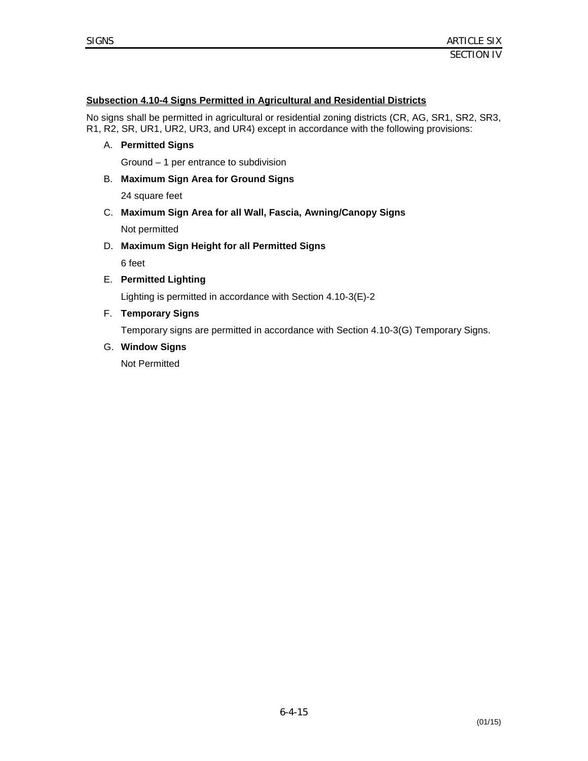## Subsection 4.10-4 Signs Permitted in Agricultural and Residential Districts

No signs shall be permitted in agricultural or residential zoning districts (CR, AG, SR1, SR2, SR3, R1, R2, SR, UR1, UR2, UR3, and UR4) except in accordance with the following provisions:

A. **Permitted Signs**

   Ground – 1 per entrance to subdivision

B. **Maximum Sign Area for Ground Signs**

   24 square feet

C. **Maximum Sign Area for all Wall, Fascia, Awning/Canopy Signs**

   Not permitted

D. **Maximum Sign Height for all Permitted Signs**

   6 feet

E. **Permitted Lighting**

   Lighting is permitted in accordance with Section 4.10-3(E)-2

F. **Temporary Signs**

   Temporary signs are permitted in accordance with Section 4.10-3(G) Temporary Signs.

G. **Window Signs**

   Not Permitted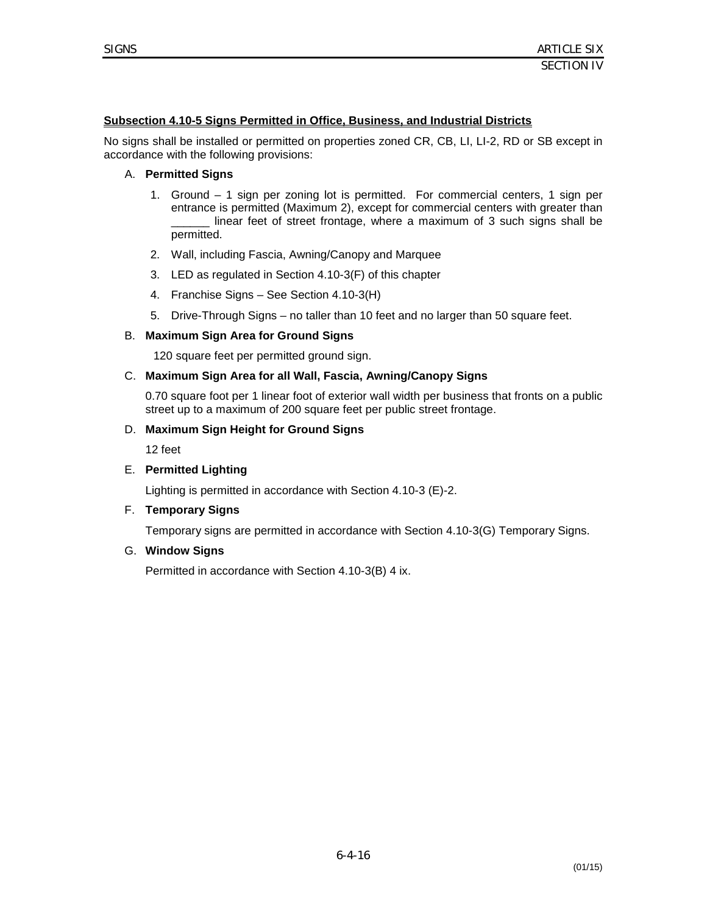**Subsection 4.10-5 Signs Permitted in Office, Business, and Industrial Districts**

No signs shall be installed or permitted on properties zoned CR, CB, LI, LI-2, RD or SB except in accordance with the following provisions:

A. **Permitted Signs**

1. Ground – 1 sign per zoning lot is permitted. For commercial centers, 1 sign per entrance is permitted (Maximum 2), except for commercial centers with greater than ______ linear feet of street frontage, where a maximum of 3 such signs shall be permitted.
2. Wall, including Fascia, Awning/Canopy and Marquee
3. LED as regulated in Section 4.10-3(F) of this chapter
4. Franchise Signs – See Section 4.10-3(H)
5. Drive-Through Signs – no taller than 10 feet and no larger than 50 square feet.

B. **Maximum Sign Area for Ground Signs**

120 square feet per permitted ground sign.

C. **Maximum Sign Area for all Wall, Fascia, Awning/Canopy Signs**

0.70 square foot per 1 linear foot of exterior wall width per business that fronts on a public street up to a maximum of 200 square feet per public street frontage.

D. **Maximum Sign Height for Ground Signs**

12 feet

E. **Permitted Lighting**

Lighting is permitted in accordance with Section 4.10-3 (E)-2.

F. **Temporary Signs**

Temporary signs are permitted in accordance with Section 4.10-3(G) Temporary Signs.

G. **Window Signs**

Permitted in accordance with Section 4.10-3(B) 4 ix.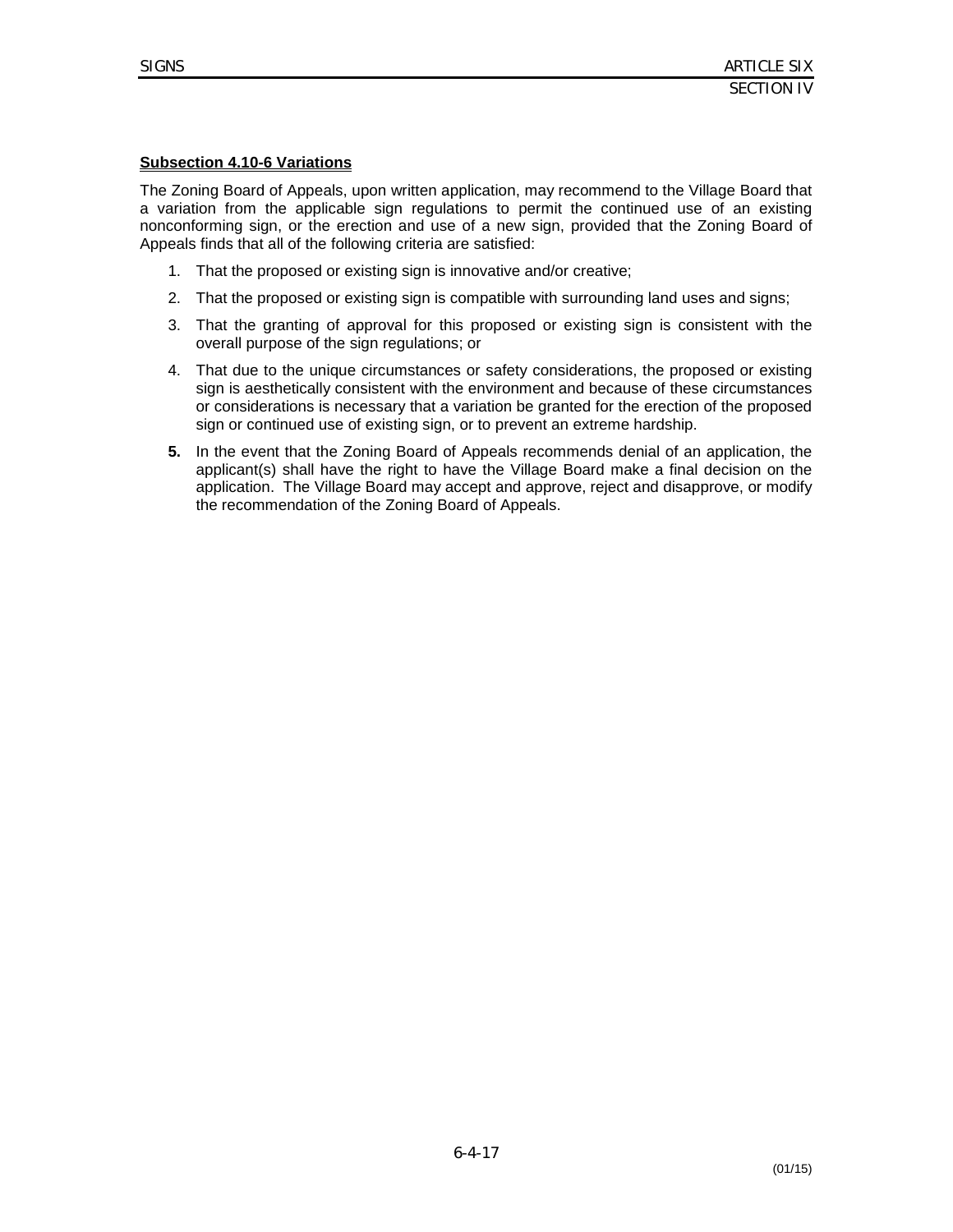**Subsection 4.10-6 Variations**

The Zoning Board of Appeals, upon written application, may recommend to the Village Board that a variation from the applicable sign regulations to permit the continued use of an existing nonconforming sign, or the erection and use of a new sign, provided that the Zoning Board of Appeals finds that all of the following criteria are satisfied:

1. That the proposed or existing sign is innovative and/or creative;
2. That the proposed or existing sign is compatible with surrounding land uses and signs;
3. That the granting of approval for this proposed or existing sign is consistent with the overall purpose of the sign regulations; or
4. That due to the unique circumstances or safety considerations, the proposed or existing sign is aesthetically consistent with the environment and because of these circumstances or considerations is necessary that a variation be granted for the erection of the proposed sign or continued use of existing sign, or to prevent an extreme hardship.
5. In the event that the Zoning Board of Appeals recommends denial of an application, the applicant(s) shall have the right to have the Village Board make a final decision on the application. The Village Board may accept and approve, reject and disapprove, or modify the recommendation of the Zoning Board of Appeals.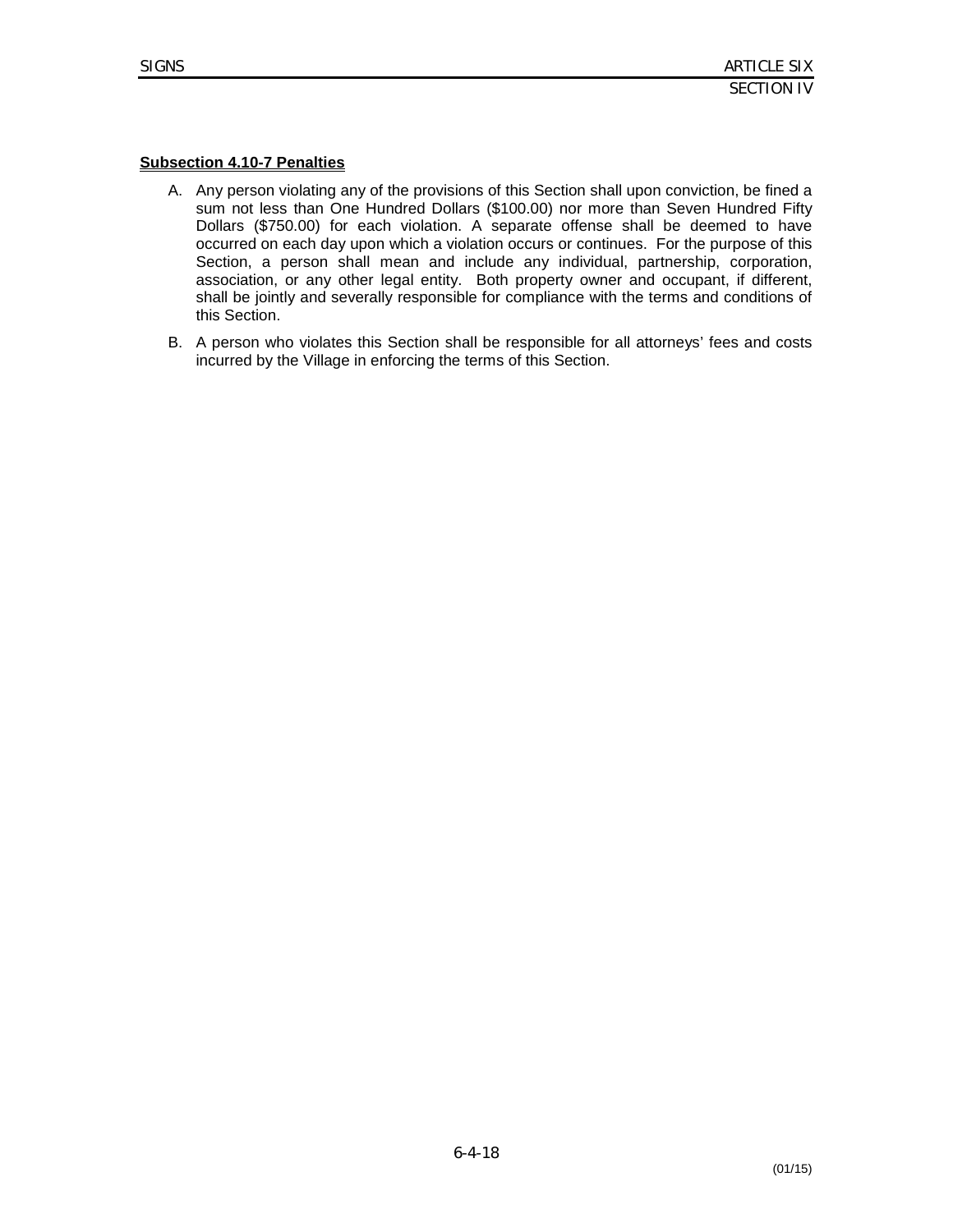**Subsection 4.10-7 Penalties**

A. Any person violating any of the provisions of this Section shall upon conviction, be fined a sum not less than One Hundred Dollars ($100.00) nor more than Seven Hundred Fifty Dollars ($750.00) for each violation. A separate offense shall be deemed to have occurred on each day upon which a violation occurs or continues. For the purpose of this Section, a person shall mean and include any individual, partnership, corporation, association, or any other legal entity. Both property owner and occupant, if different, shall be jointly and severally responsible for compliance with the terms and conditions of this Section.

B. A person who violates this Section shall be responsible for all attorneys' fees and costs incurred by the Village in enforcing the terms of this Section.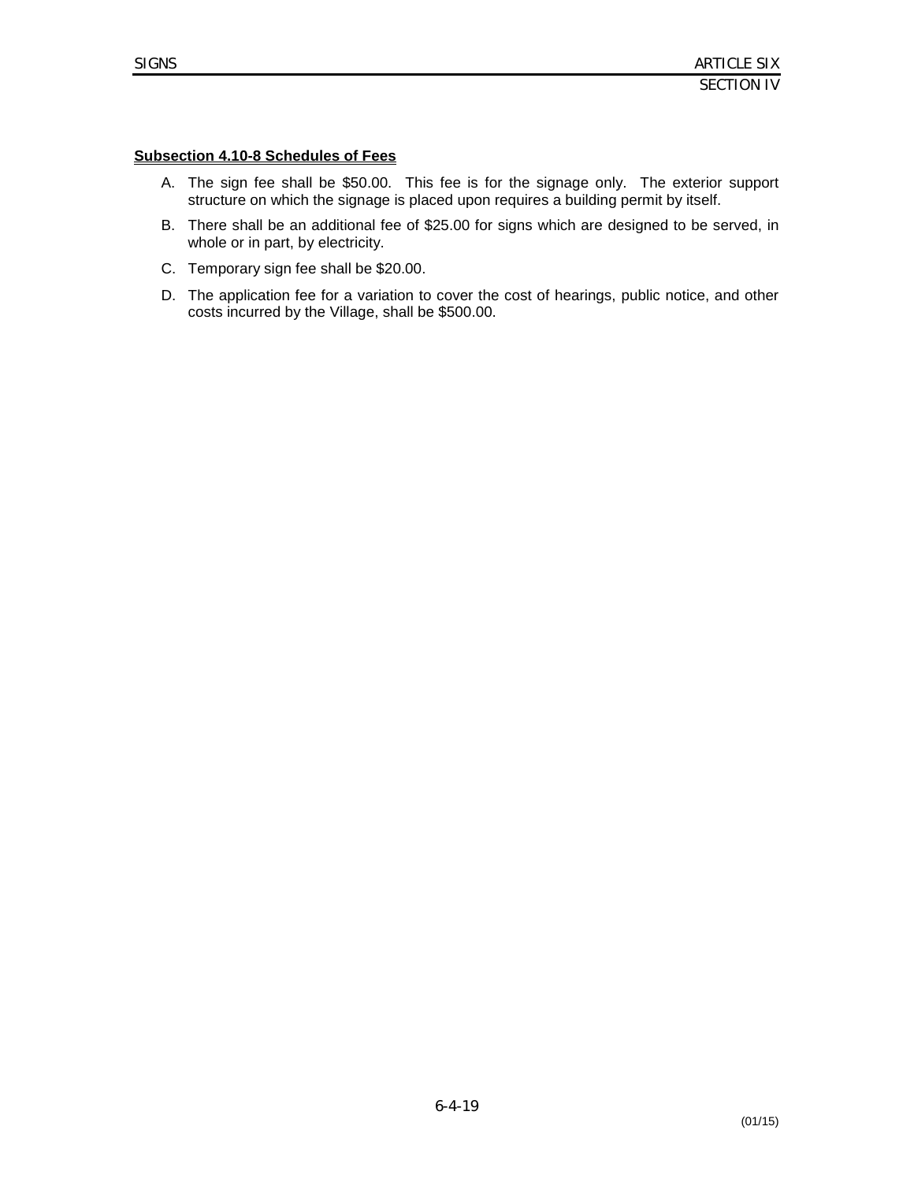**Subsection 4.10-8 Schedules of Fees**

A. The sign fee shall be $50.00. This fee is for the signage only. The exterior support structure on which the signage is placed upon requires a building permit by itself.

B. There shall be an additional fee of $25.00 for signs which are designed to be served, in whole or in part, by electricity.

C. Temporary sign fee shall be $20.00.

D. The application fee for a variation to cover the cost of hearings, public notice, and other costs incurred by the Village, shall be $500.00.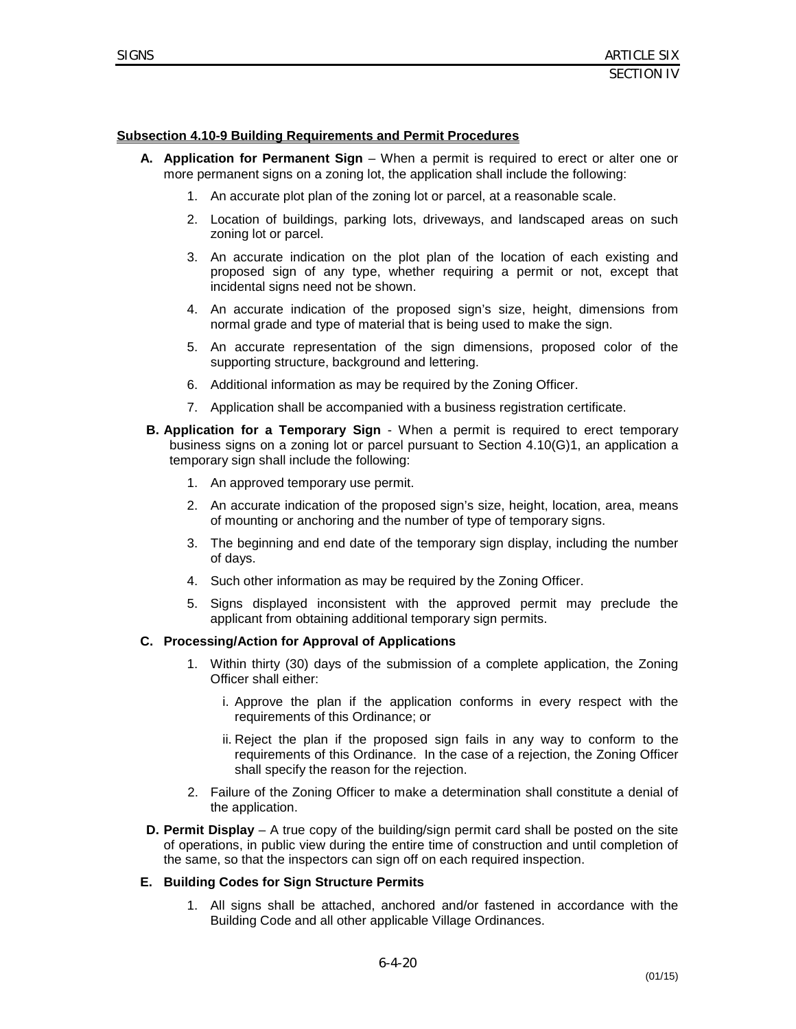**Subsection 4.10-9 Building Requirements and Permit Procedures**

**A. Application for Permanent Sign** – When a permit is required to erect or alter one or more permanent signs on a zoning lot, the application shall include the following:

1. An accurate plot plan of the zoning lot or parcel, at a reasonable scale.
2. Location of buildings, parking lots, driveways, and landscaped areas on such zoning lot or parcel.
3. An accurate indication on the plot plan of the location of each existing and proposed sign of any type, whether requiring a permit or not, except that incidental signs need not be shown.
4. An accurate indication of the proposed sign's size, height, dimensions from normal grade and type of material that is being used to make the sign.
5. An accurate representation of the sign dimensions, proposed color of the supporting structure, background and lettering.
6. Additional information as may be required by the Zoning Officer.
7. Application shall be accompanied with a business registration certificate.

**B. Application for a Temporary Sign** - When a permit is required to erect temporary business signs on a zoning lot or parcel pursuant to Section 4.10(G)1, an application a temporary sign shall include the following:

1. An approved temporary use permit.
2. An accurate indication of the proposed sign's size, height, location, area, means of mounting or anchoring and the number of type of temporary signs.
3. The beginning and end date of the temporary sign display, including the number of days.
4. Such other information as may be required by the Zoning Officer.
5. Signs displayed inconsistent with the approved permit may preclude the applicant from obtaining additional temporary sign permits.

**C. Processing/Action for Approval of Applications**

1. Within thirty (30) days of the submission of a complete application, the Zoning Officer shall either:
   i. Approve the plan if the application conforms in every respect with the requirements of this Ordinance; or
   ii. Reject the plan if the proposed sign fails in any way to conform to the requirements of this Ordinance. In the case of a rejection, the Zoning Officer shall specify the reason for the rejection.
2. Failure of the Zoning Officer to make a determination shall constitute a denial of the application.

**D. Permit Display** – A true copy of the building/sign permit card shall be posted on the site of operations, in public view during the entire time of construction and until completion of the same, so that the inspectors can sign off on each required inspection.

**E. Building Codes for Sign Structure Permits**

1. All signs shall be attached, anchored and/or fastened in accordance with the Building Code and all other applicable Village Ordinances.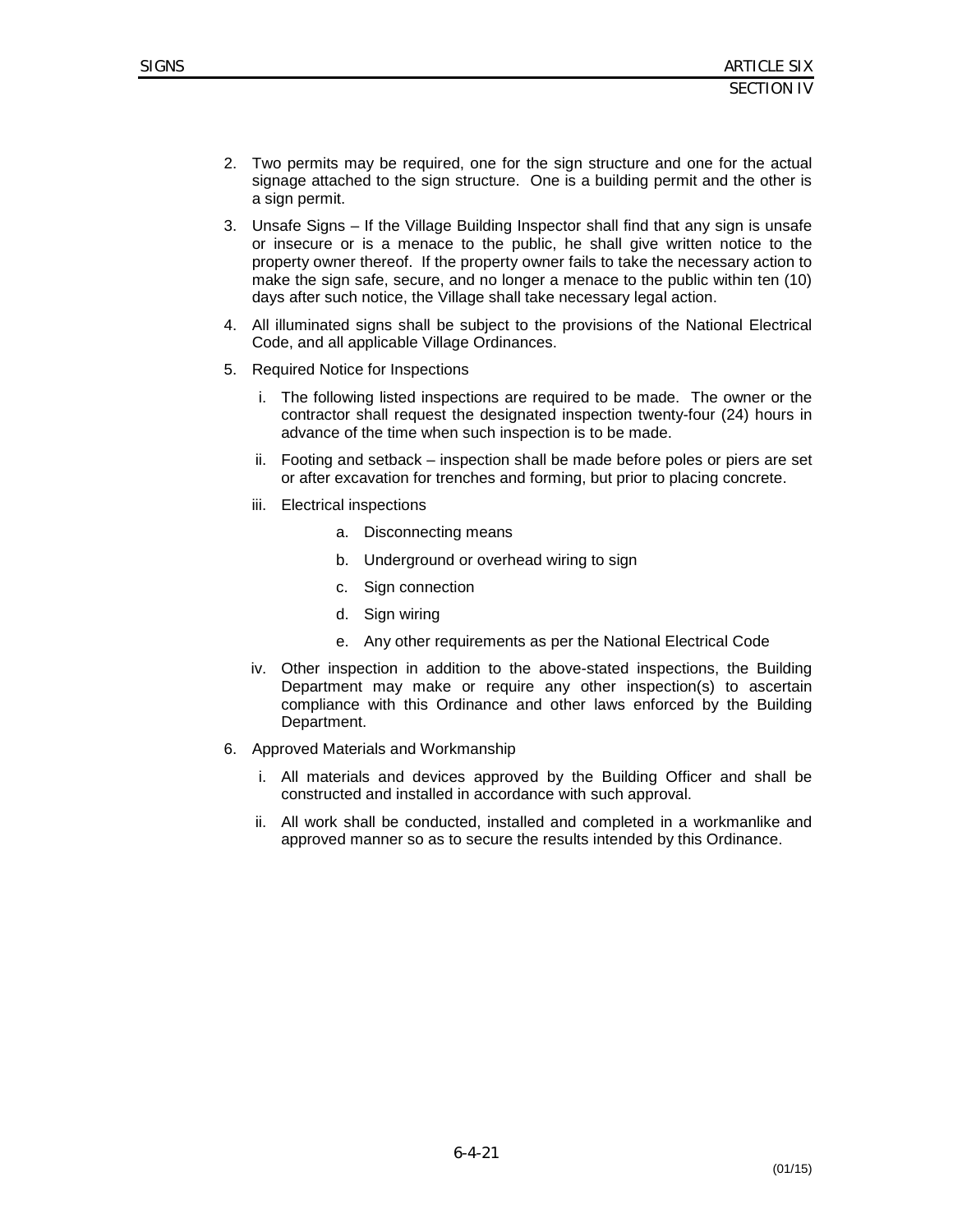2. Two permits may be required, one for the sign structure and one for the actual signage attached to the sign structure. One is a building permit and the other is a sign permit.

3. Unsafe Signs – If the Village Building Inspector shall find that any sign is unsafe or insecure or is a menace to the public, he shall give written notice to the property owner thereof. If the property owner fails to take the necessary action to make the sign safe, secure, and no longer a menace to the public within ten (10) days after such notice, the Village shall take necessary legal action.

4. All illuminated signs shall be subject to the provisions of the National Electrical Code, and all applicable Village Ordinances.

5. Required Notice for Inspections

   i. The following listed inspections are required to be made. The owner or the contractor shall request the designated inspection twenty-four (24) hours in advance of the time when such inspection is to be made.

   ii. Footing and setback – inspection shall be made before poles or piers are set or after excavation for trenches and forming, but prior to placing concrete.

   iii. Electrical inspections

      a. Disconnecting means

      b. Underground or overhead wiring to sign

      c. Sign connection

      d. Sign wiring

      e. Any other requirements as per the National Electrical Code

   iv. Other inspection in addition to the above-stated inspections, the Building Department may make or require any other inspection(s) to ascertain compliance with this Ordinance and other laws enforced by the Building Department.

6. Approved Materials and Workmanship

   i. All materials and devices approved by the Building Officer and shall be constructed and installed in accordance with such approval.

   ii. All work shall be conducted, installed and completed in a workmanlike and approved manner so as to secure the results intended by this Ordinance.